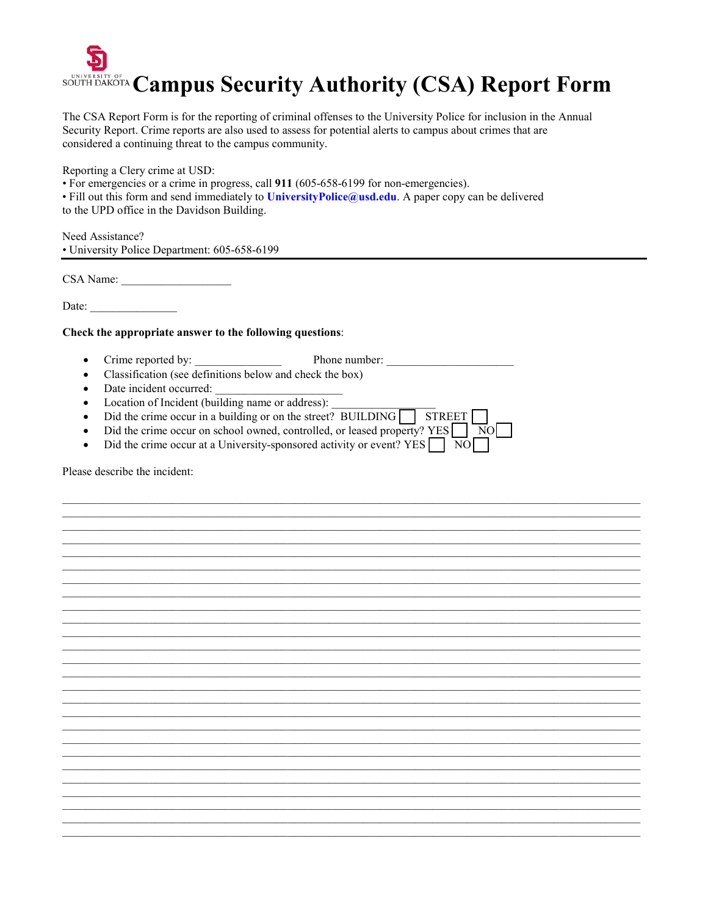# Campus Security Authority (CSA) Report Form

The CSA Report Form is for the reporting of criminal offenses to the University Police for inclusion in the Annual Security Report. Crime reports are also used to assess for potential alerts to campus about crimes that are considered a continuing threat to the campus community.

Reporting a Clery crime at USD:
• For emergencies or a crime in progress, call **911** (605-658-6199 for non-emergencies).
• Fill out this form and send immediately to **UniversityPolice@usd.edu**. A paper copy can be delivered to the UPD office in the Davidson Building.

Need Assistance?
• University Police Department: 605-658-6199

---

CSA Name: ___________________

Date: _______________

**Check the appropriate answer to the following questions**:

- Crime reported by: _______________ Phone number: ______________________
- Classification (see definitions below and check the box)
- Date incident occurred: ______________________
- Location of Incident (building name or address): __________________
- Did the crime occur in a building or on the street? BUILDING ☐ STREET ☐
- Did the crime occur on school owned, controlled, or leased property? YES ☐ NO ☐
- Did the crime occur at a University-sponsored activity or event? YES ☐ NO ☐

Please describe the incident:

____________________________________________________________________________________________
____________________________________________________________________________________________
____________________________________________________________________________________________
____________________________________________________________________________________________
____________________________________________________________________________________________
____________________________________________________________________________________________
____________________________________________________________________________________________
____________________________________________________________________________________________
____________________________________________________________________________________________
____________________________________________________________________________________________
____________________________________________________________________________________________
____________________________________________________________________________________________
____________________________________________________________________________________________
____________________________________________________________________________________________
____________________________________________________________________________________________
____________________________________________________________________________________________
____________________________________________________________________________________________
____________________________________________________________________________________________
____________________________________________________________________________________________
____________________________________________________________________________________________
____________________________________________________________________________________________
____________________________________________________________________________________________
____________________________________________________________________________________________
____________________________________________________________________________________________
____________________________________________________________________________________________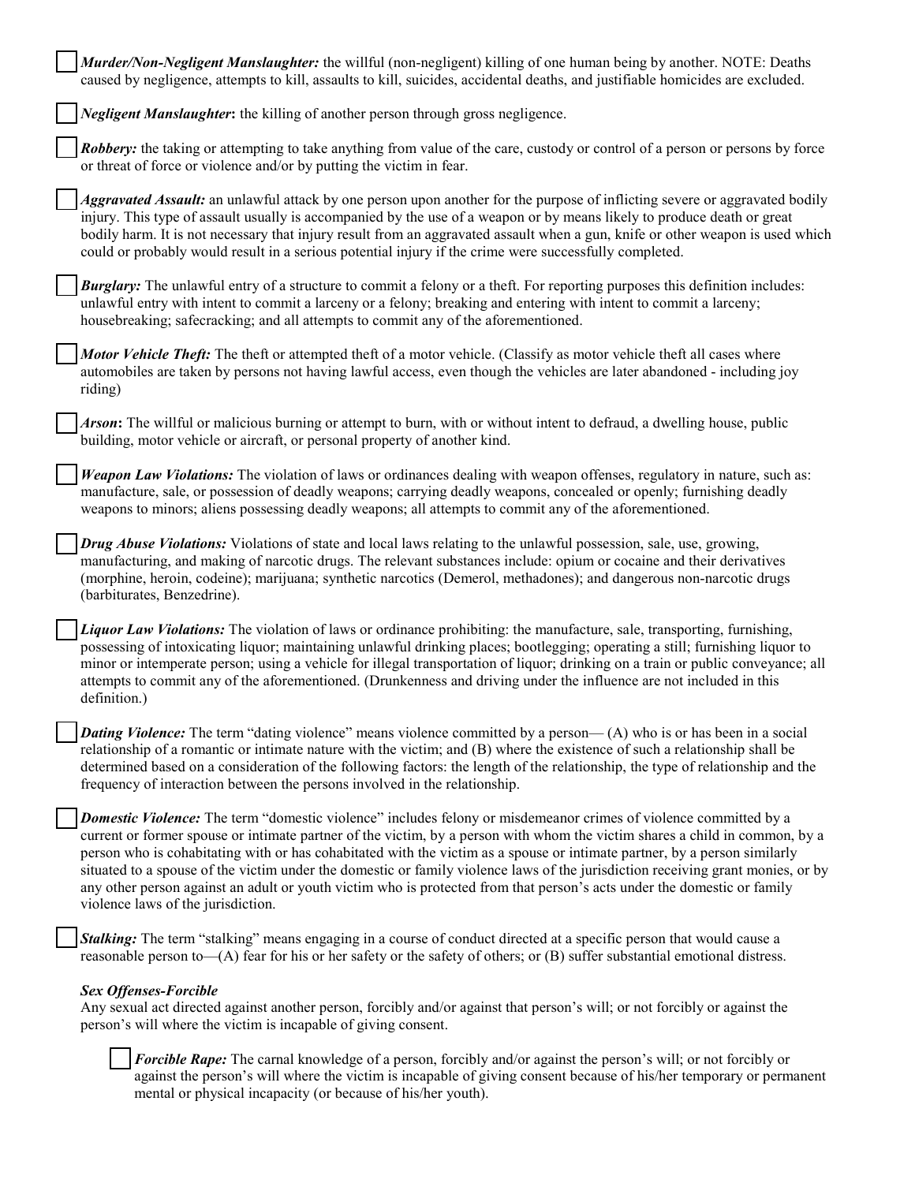- [ ] ***Murder/Non-Negligent Manslaughter:*** the willful (non-negligent) killing of one human being by another. NOTE: Deaths caused by negligence, attempts to kill, assaults to kill, suicides, accidental deaths, and justifiable homicides are excluded.

- [ ] ***Negligent Manslaughter*****:** the killing of another person through gross negligence.

- [ ] ***Robbery:*** the taking or attempting to take anything from value of the care, custody or control of a person or persons by force or threat of force or violence and/or by putting the victim in fear.

- [ ] ***Aggravated Assault:*** an unlawful attack by one person upon another for the purpose of inflicting severe or aggravated bodily injury. This type of assault usually is accompanied by the use of a weapon or by means likely to produce death or great bodily harm. It is not necessary that injury result from an aggravated assault when a gun, knife or other weapon is used which could or probably would result in a serious potential injury if the crime were successfully completed.

- [ ] ***Burglary:*** The unlawful entry of a structure to commit a felony or a theft. For reporting purposes this definition includes: unlawful entry with intent to commit a larceny or a felony; breaking and entering with intent to commit a larceny; housebreaking; safecracking; and all attempts to commit any of the aforementioned.

- [ ] ***Motor Vehicle Theft:*** The theft or attempted theft of a motor vehicle. (Classify as motor vehicle theft all cases where automobiles are taken by persons not having lawful access, even though the vehicles are later abandoned - including joy riding)

- [ ] ***Arson*****:** The willful or malicious burning or attempt to burn, with or without intent to defraud, a dwelling house, public building, motor vehicle or aircraft, or personal property of another kind.

- [ ] ***Weapon Law Violations:*** The violation of laws or ordinances dealing with weapon offenses, regulatory in nature, such as: manufacture, sale, or possession of deadly weapons; carrying deadly weapons, concealed or openly; furnishing deadly weapons to minors; aliens possessing deadly weapons; all attempts to commit any of the aforementioned.

- [ ] ***Drug Abuse Violations:*** Violations of state and local laws relating to the unlawful possession, sale, use, growing, manufacturing, and making of narcotic drugs. The relevant substances include: opium or cocaine and their derivatives (morphine, heroin, codeine); marijuana; synthetic narcotics (Demerol, methadones); and dangerous non-narcotic drugs (barbiturates, Benzedrine).

- [ ] ***Liquor Law Violations:*** The violation of laws or ordinance prohibiting: the manufacture, sale, transporting, furnishing, possessing of intoxicating liquor; maintaining unlawful drinking places; bootlegging; operating a still; furnishing liquor to minor or intemperate person; using a vehicle for illegal transportation of liquor; drinking on a train or public conveyance; all attempts to commit any of the aforementioned. (Drunkenness and driving under the influence are not included in this definition.)

- [ ] ***Dating Violence:*** The term "dating violence" means violence committed by a person— (A) who is or has been in a social relationship of a romantic or intimate nature with the victim; and (B) where the existence of such a relationship shall be determined based on a consideration of the following factors: the length of the relationship, the type of relationship and the frequency of interaction between the persons involved in the relationship.

- [ ] ***Domestic Violence:*** The term "domestic violence" includes felony or misdemeanor crimes of violence committed by a current or former spouse or intimate partner of the victim, by a person with whom the victim shares a child in common, by a person who is cohabitating with or has cohabitated with the victim as a spouse or intimate partner, by a person similarly situated to a spouse of the victim under the domestic or family violence laws of the jurisdiction receiving grant monies, or by any other person against an adult or youth victim who is protected from that person's acts under the domestic or family violence laws of the jurisdiction.

- [ ] ***Stalking:*** The term "stalking" means engaging in a course of conduct directed at a specific person that would cause a reasonable person to—(A) fear for his or her safety or the safety of others; or (B) suffer substantial emotional distress.

***Sex Offenses-Forcible***

Any sexual act directed against another person, forcibly and/or against that person's will; or not forcibly or against the person's will where the victim is incapable of giving consent.

  - [ ] ***Forcible Rape:*** The carnal knowledge of a person, forcibly and/or against the person's will; or not forcibly or against the person's will where the victim is incapable of giving consent because of his/her temporary or permanent mental or physical incapacity (or because of his/her youth).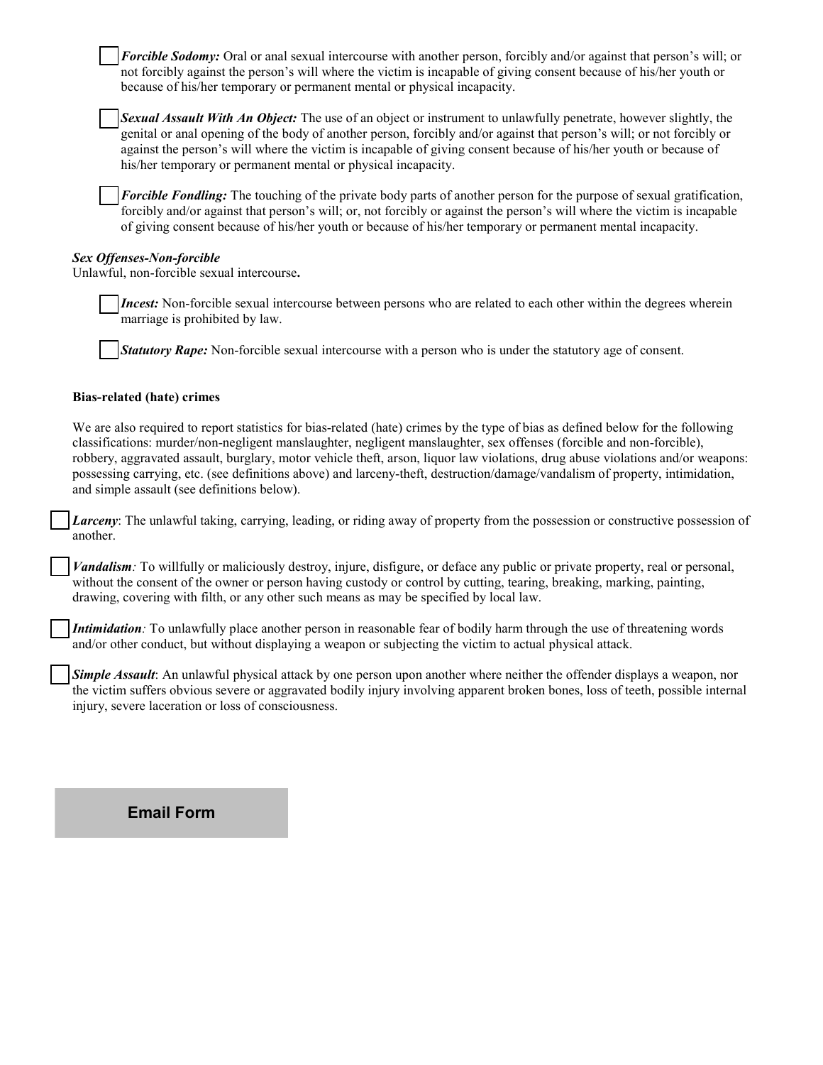- [ ] ***Forcible Sodomy:*** Oral or anal sexual intercourse with another person, forcibly and/or against that person's will; or not forcibly against the person's will where the victim is incapable of giving consent because of his/her youth or because of his/her temporary or permanent mental or physical incapacity.

- [ ] ***Sexual Assault With An Object:*** The use of an object or instrument to unlawfully penetrate, however slightly, the genital or anal opening of the body of another person, forcibly and/or against that person's will; or not forcibly or against the person's will where the victim is incapable of giving consent because of his/her youth or because of his/her temporary or permanent mental or physical incapacity.

- [ ] ***Forcible Fondling:*** The touching of the private body parts of another person for the purpose of sexual gratification, forcibly and/or against that person's will; or, not forcibly or against the person's will where the victim is incapable of giving consent because of his/her youth or because of his/her temporary or permanent mental incapacity.

***Sex Offenses-Non-forcible***
Unlawful, non-forcible sexual intercourse**.**

- [ ] ***Incest:*** Non-forcible sexual intercourse between persons who are related to each other within the degrees wherein marriage is prohibited by law.

- [ ] ***Statutory Rape:*** Non-forcible sexual intercourse with a person who is under the statutory age of consent.

**Bias-related (hate) crimes**

We are also required to report statistics for bias-related (hate) crimes by the type of bias as defined below for the following classifications: murder/non-negligent manslaughter, negligent manslaughter, sex offenses (forcible and non-forcible), robbery, aggravated assault, burglary, motor vehicle theft, arson, liquor law violations, drug abuse violations and/or weapons: possessing carrying, etc. (see definitions above) and larceny-theft, destruction/damage/vandalism of property, intimidation, and simple assault (see definitions below).

- [ ] ***Larceny***: The unlawful taking, carrying, leading, or riding away of property from the possession or constructive possession of another.

- [ ] ***Vandalism**:* To willfully or maliciously destroy, injure, disfigure, or deface any public or private property, real or personal, without the consent of the owner or person having custody or control by cutting, tearing, breaking, marking, painting, drawing, covering with filth, or any other such means as may be specified by local law.

- [ ] ***Intimidation**:* To unlawfully place another person in reasonable fear of bodily harm through the use of threatening words and/or other conduct, but without displaying a weapon or subjecting the victim to actual physical attack.

- [ ] ***Simple Assault***: An unlawful physical attack by one person upon another where neither the offender displays a weapon, nor the victim suffers obvious severe or aggravated bodily injury involving apparent broken bones, loss of teeth, possible internal injury, severe laceration or loss of consciousness.

**Email Form**